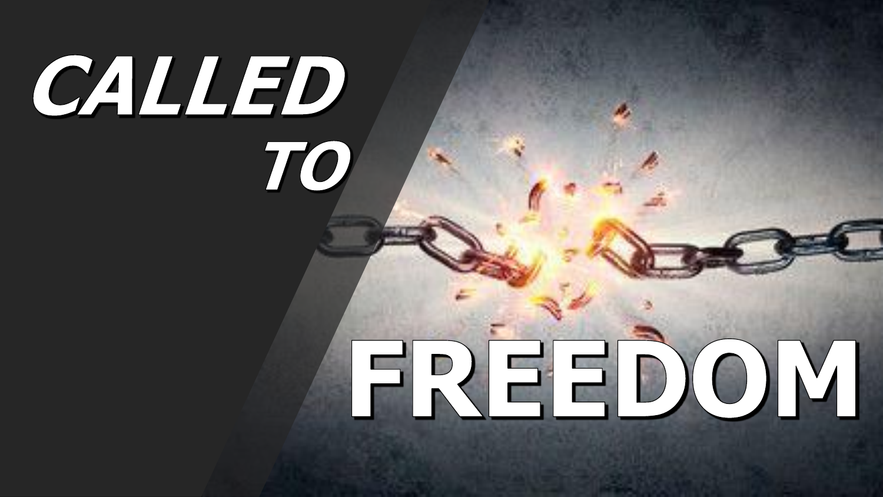# CALLED TO FREEDOM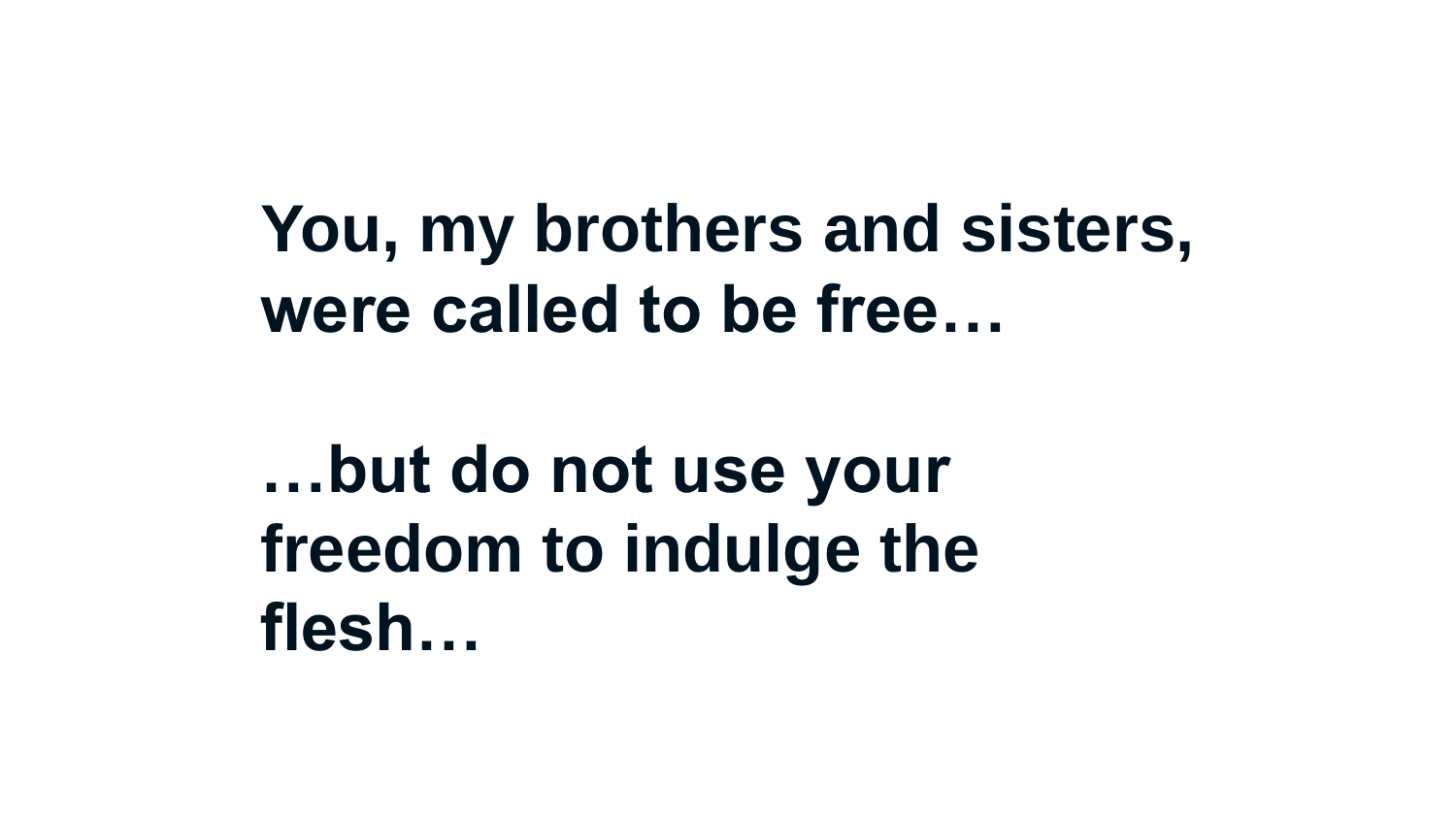**You, my brothers and sisters, were called to be free…**

**…but do not use your freedom to indulge the flesh…**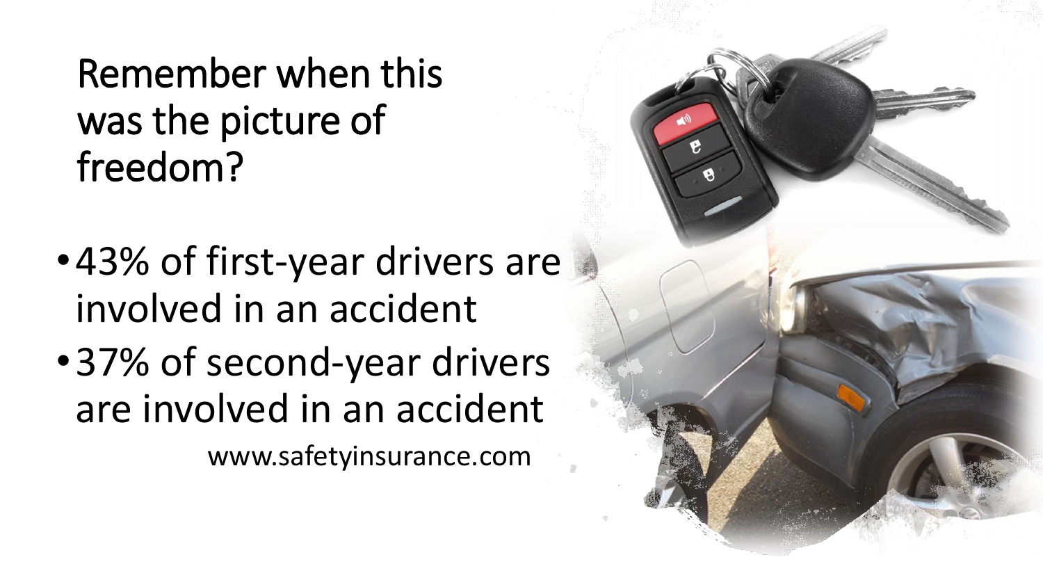# Remember when this was the picture of freedom?

- 43% of first-year drivers are involved in an accident
- 37% of second-year drivers are involved in an accident

www.safetyinsurance.com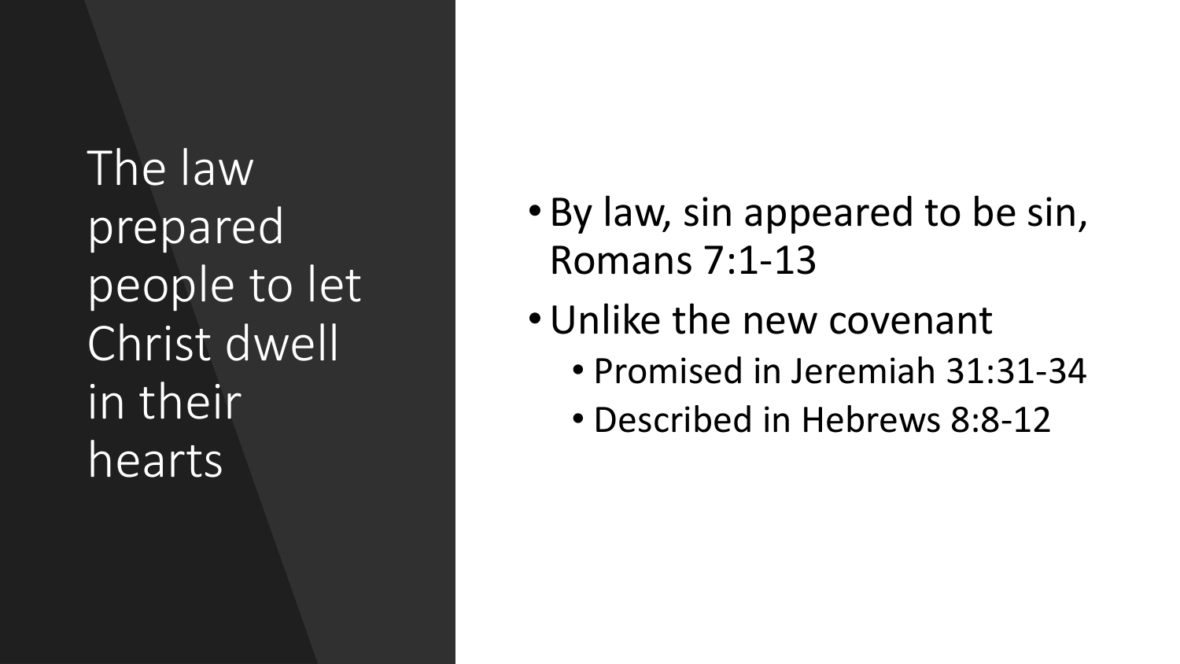# The law prepared people to let Christ dwell in their hearts

- By law, sin appeared to be sin, Romans 7:1-13
- Unlike the new covenant
  - Promised in Jeremiah 31:31-34
  - Described in Hebrews 8:8-12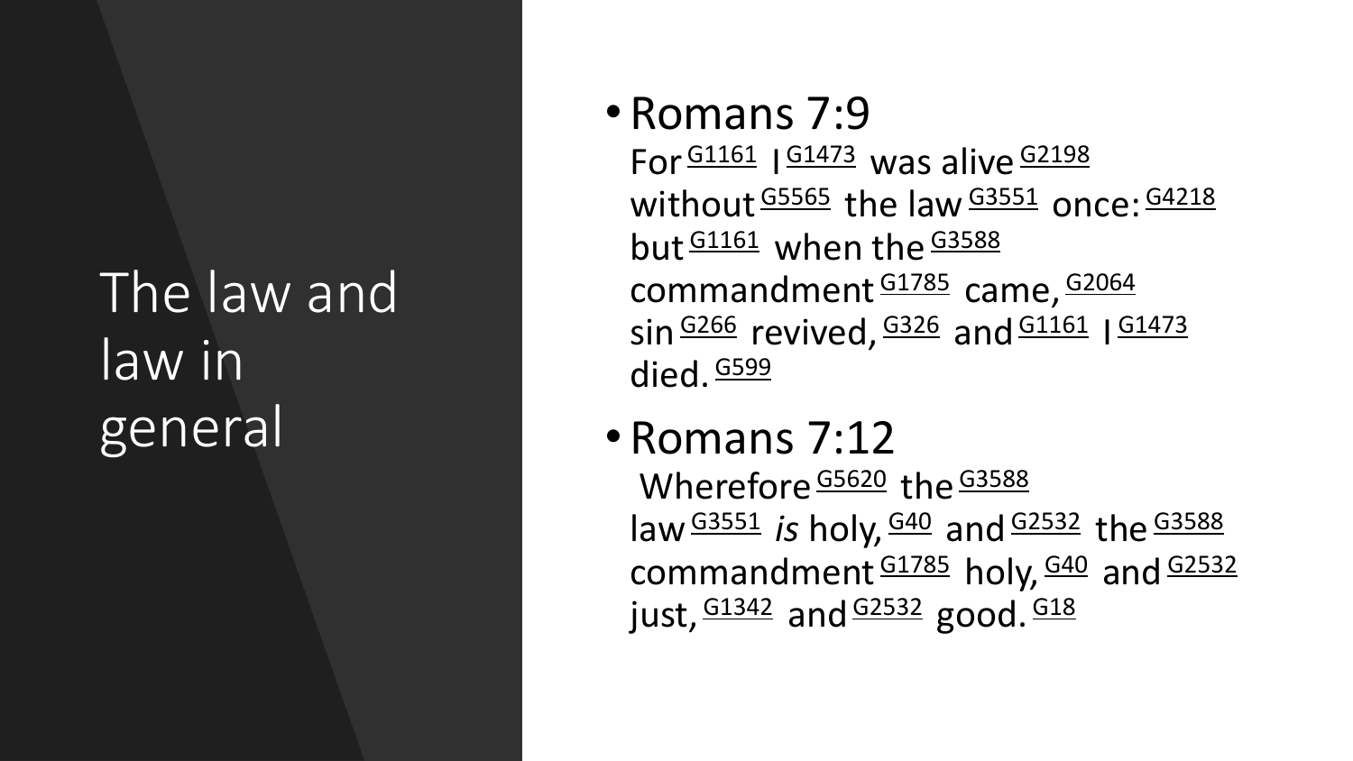# The law and law in general

- **Romans 7:9**
  For [G1161] I [G1473] was alive [G2198] without [G5565] the law [G3551] once: [G4218] but [G1161] when the [G3588] commandment [G1785] came, [G2064] sin [G266] revived, [G326] and [G1161] I [G1473] died. [G599]

- **Romans 7:12**
  Wherefore [G5620] the [G3588] law [G3551] *is* holy, [G40] and [G2532] the [G3588] commandment [G1785] holy, [G40] and [G2532] just, [G1342] and [G2532] good. [G18]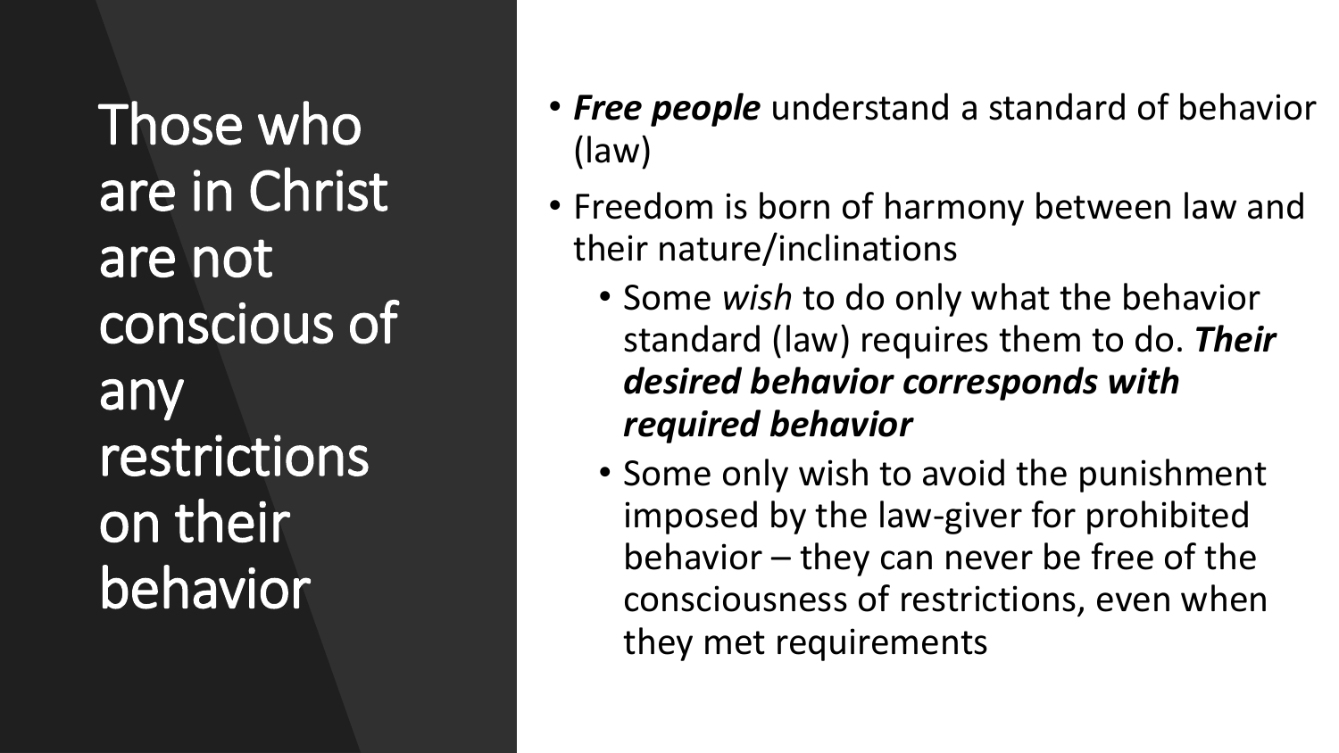# Those who are in Christ are not conscious of any restrictions on their behavior

- ***Free people*** understand a standard of behavior (law)
- Freedom is born of harmony between law and their nature/inclinations
  - Some *wish* to do only what the behavior standard (law) requires them to do. ***Their desired behavior corresponds with required behavior***
  - Some only wish to avoid the punishment imposed by the law-giver for prohibited behavior – they can never be free of the consciousness of restrictions, even when they met requirements